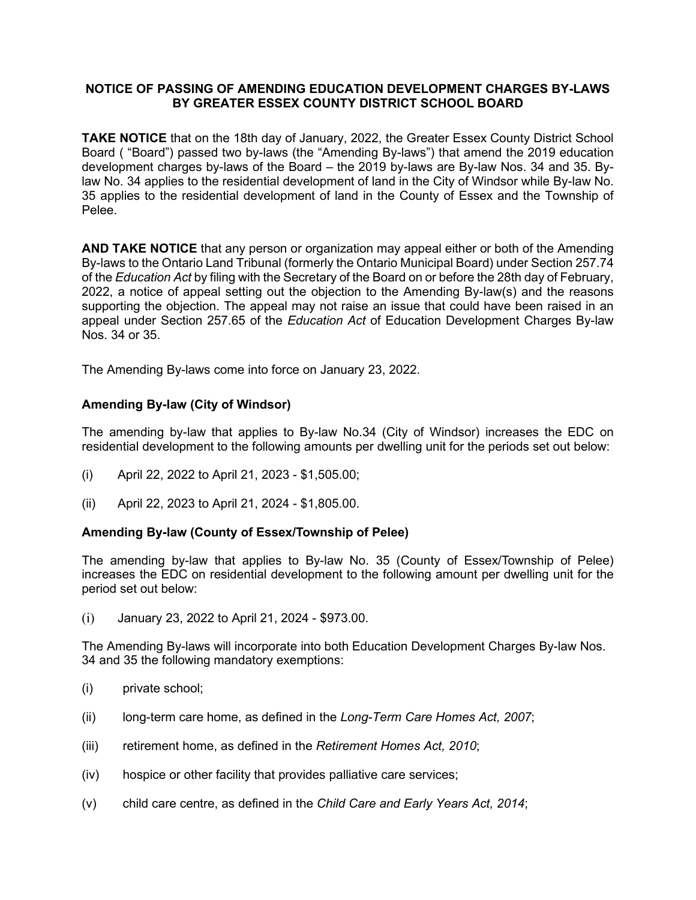# NOTICE OF PASSING OF AMENDING EDUCATION DEVELOPMENT CHARGES BY-LAWS BY GREATER ESSEX COUNTY DISTRICT SCHOOL BOARD

**TAKE NOTICE** that on the 18th day of January, 2022, the Greater Essex County District School Board ( "Board") passed two by-laws (the "Amending By-laws") that amend the 2019 education development charges by-laws of the Board – the 2019 by-laws are By-law Nos. 34 and 35. By-law No. 34 applies to the residential development of land in the City of Windsor while By-law No. 35 applies to the residential development of land in the County of Essex and the Township of Pelee.

**AND TAKE NOTICE** that any person or organization may appeal either or both of the Amending By-laws to the Ontario Land Tribunal (formerly the Ontario Municipal Board) under Section 257.74 of the *Education Act* by filing with the Secretary of the Board on or before the 28th day of February, 2022, a notice of appeal setting out the objection to the Amending By-law(s) and the reasons supporting the objection. The appeal may not raise an issue that could have been raised in an appeal under Section 257.65 of the *Education Act* of Education Development Charges By-law Nos. 34 or 35.

The Amending By-laws come into force on January 23, 2022.

### Amending By-law (City of Windsor)

The amending by-law that applies to By-law No.34 (City of Windsor) increases the EDC on residential development to the following amounts per dwelling unit for the periods set out below:

(i) April 22, 2022 to April 21, 2023 - $1,505.00;

(ii) April 22, 2023 to April 21, 2024 - $1,805.00.

### Amending By-law (County of Essex/Township of Pelee)

The amending by-law that applies to By-law No. 35 (County of Essex/Township of Pelee) increases the EDC on residential development to the following amount per dwelling unit for the period set out below:

(i) January 23, 2022 to April 21, 2024 - $973.00.

The Amending By-laws will incorporate into both Education Development Charges By-law Nos. 34 and 35 the following mandatory exemptions:

(i) private school;

(ii) long-term care home, as defined in the *Long-Term Care Homes Act, 2007*;

(iii) retirement home, as defined in the *Retirement Homes Act, 2010*;

(iv) hospice or other facility that provides palliative care services;

(v) child care centre, as defined in the *Child Care and Early Years Act, 2014*;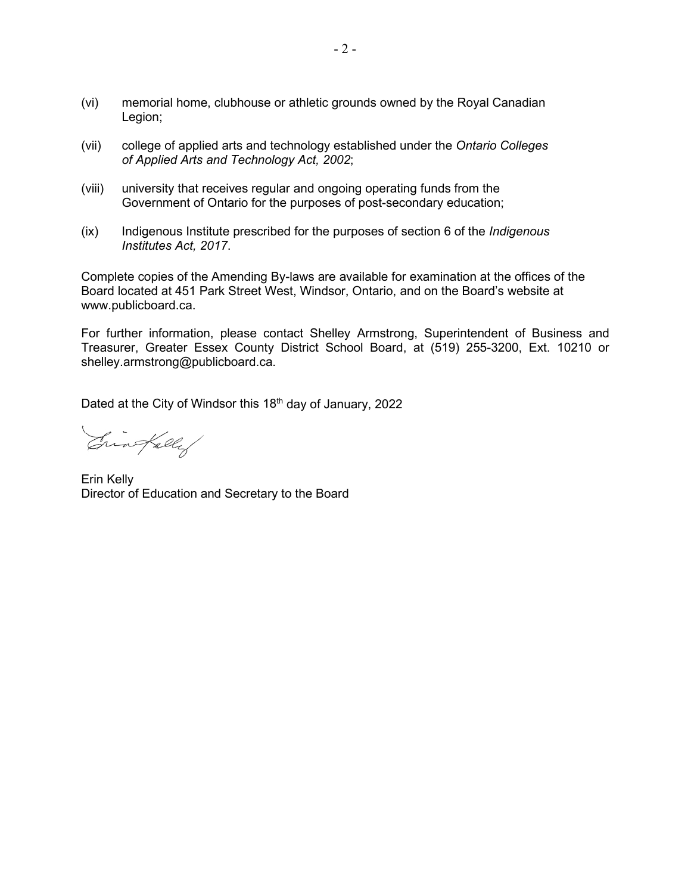(vi) memorial home, clubhouse or athletic grounds owned by the Royal Canadian Legion;

(vii) college of applied arts and technology established under the *Ontario Colleges of Applied Arts and Technology Act, 2002*;

(viii) university that receives regular and ongoing operating funds from the Government of Ontario for the purposes of post-secondary education;

(ix) Indigenous Institute prescribed for the purposes of section 6 of the *Indigenous Institutes Act, 2017*.

Complete copies of the Amending By-laws are available for examination at the offices of the Board located at 451 Park Street West, Windsor, Ontario, and on the Board's website at www.publicboard.ca.

For further information, please contact Shelley Armstrong, Superintendent of Business and Treasurer, Greater Essex County District School Board, at (519) 255-3200, Ext. 10210 or shelley.armstrong@publicboard.ca.

Dated at the City of Windsor this 18th day of January, 2022

Erin Kelly
Director of Education and Secretary to the Board